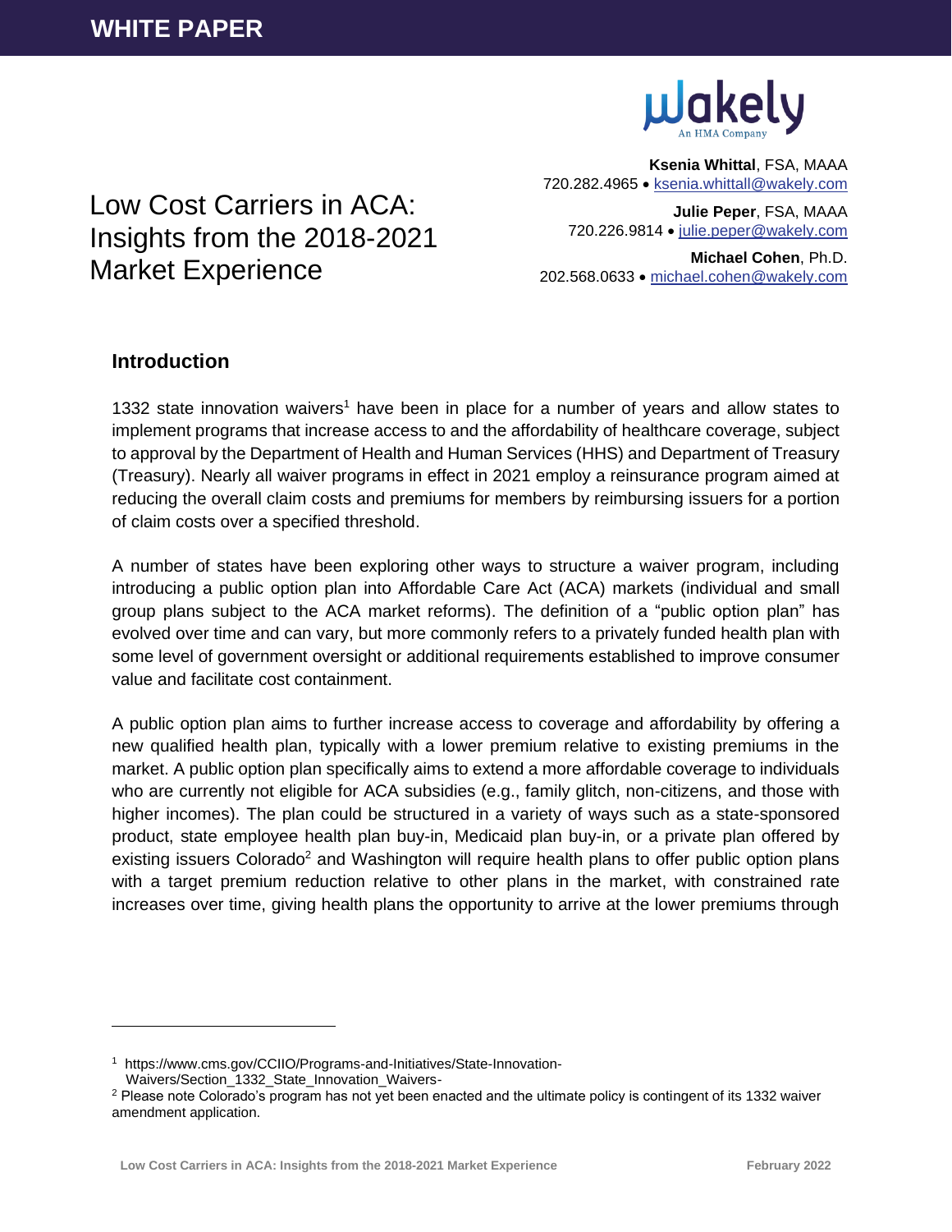# Low Cost Carriers in ACA: Insights from the 2018-2021 Market Experience

**Ksenia Whittal**, FSA, MAAA
720.282.4965 • ksenia.whittall@wakely.com

**Julie Peper**, FSA, MAAA
720.226.9814 • julie.peper@wakely.com

**Michael Cohen**, Ph.D.
202.568.0633 • michael.cohen@wakely.com

## Introduction

1332 state innovation waivers[1] have been in place for a number of years and allow states to implement programs that increase access to and the affordability of healthcare coverage, subject to approval by the Department of Health and Human Services (HHS) and Department of Treasury (Treasury). Nearly all waiver programs in effect in 2021 employ a reinsurance program aimed at reducing the overall claim costs and premiums for members by reimbursing issuers for a portion of claim costs over a specified threshold.

A number of states have been exploring other ways to structure a waiver program, including introducing a public option plan into Affordable Care Act (ACA) markets (individual and small group plans subject to the ACA market reforms). The definition of a "public option plan" has evolved over time and can vary, but more commonly refers to a privately funded health plan with some level of government oversight or additional requirements established to improve consumer value and facilitate cost containment.

A public option plan aims to further increase access to coverage and affordability by offering a new qualified health plan, typically with a lower premium relative to existing premiums in the market. A public option plan specifically aims to extend a more affordable coverage to individuals who are currently not eligible for ACA subsidies (e.g., family glitch, non-citizens, and those with higher incomes). The plan could be structured in a variety of ways such as a state-sponsored product, state employee health plan buy-in, Medicaid plan buy-in, or a private plan offered by existing issuers Colorado[2] and Washington will require health plans to offer public option plans with a target premium reduction relative to other plans in the market, with constrained rate increases over time, giving health plans the opportunity to arrive at the lower premiums through

---

[1] https://www.cms.gov/CCIIO/Programs-and-Initiatives/State-Innovation-Waivers/Section_1332_State_Innovation_Waivers-

[2] Please note Colorado's program has not yet been enacted and the ultimate policy is contingent of its 1332 waiver amendment application.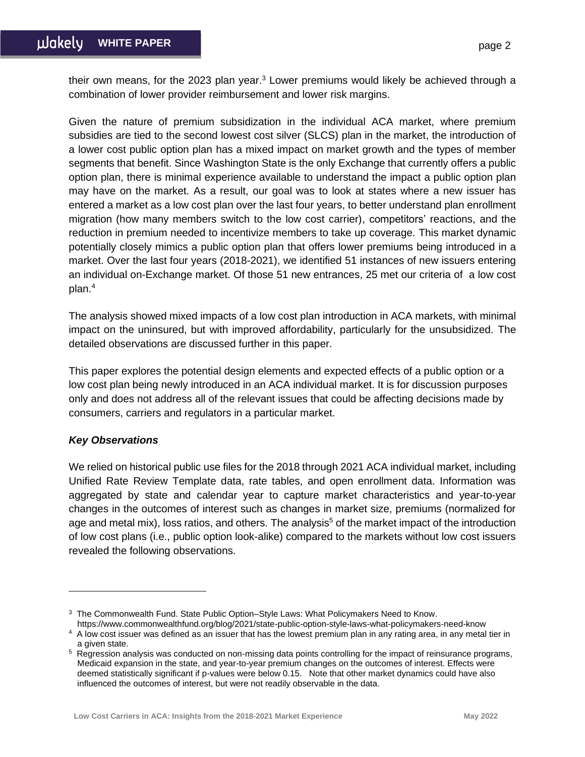their own means, for the 2023 plan year.[3] Lower premiums would likely be achieved through a combination of lower provider reimbursement and lower risk margins.

Given the nature of premium subsidization in the individual ACA market, where premium subsidies are tied to the second lowest cost silver (SLCS) plan in the market, the introduction of a lower cost public option plan has a mixed impact on market growth and the types of member segments that benefit. Since Washington State is the only Exchange that currently offers a public option plan, there is minimal experience available to understand the impact a public option plan may have on the market. As a result, our goal was to look at states where a new issuer has entered a market as a low cost plan over the last four years, to better understand plan enrollment migration (how many members switch to the low cost carrier), competitors' reactions, and the reduction in premium needed to incentivize members to take up coverage. This market dynamic potentially closely mimics a public option plan that offers lower premiums being introduced in a market. Over the last four years (2018-2021), we identified 51 instances of new issuers entering an individual on-Exchange market. Of those 51 new entrances, 25 met our criteria of a low cost plan.[4]

The analysis showed mixed impacts of a low cost plan introduction in ACA markets, with minimal impact on the uninsured, but with improved affordability, particularly for the unsubsidized. The detailed observations are discussed further in this paper.

This paper explores the potential design elements and expected effects of a public option or a low cost plan being newly introduced in an ACA individual market. It is for discussion purposes only and does not address all of the relevant issues that could be affecting decisions made by consumers, carriers and regulators in a particular market.

### *Key Observations*

We relied on historical public use files for the 2018 through 2021 ACA individual market, including Unified Rate Review Template data, rate tables, and open enrollment data. Information was aggregated by state and calendar year to capture market characteristics and year-to-year changes in the outcomes of interest such as changes in market size, premiums (normalized for age and metal mix), loss ratios, and others. The analysis[5] of the market impact of the introduction of low cost plans (i.e., public option look-alike) compared to the markets without low cost issuers revealed the following observations.

---

[3] The Commonwealth Fund. State Public Option–Style Laws: What Policymakers Need to Know. https://www.commonwealthfund.org/blog/2021/state-public-option-style-laws-what-policymakers-need-know

[4] A low cost issuer was defined as an issuer that has the lowest premium plan in any rating area, in any metal tier in a given state.

[5] Regression analysis was conducted on non-missing data points controlling for the impact of reinsurance programs, Medicaid expansion in the state, and year-to-year premium changes on the outcomes of interest. Effects were deemed statistically significant if p-values were below 0.15. Note that other market dynamics could have also influenced the outcomes of interest, but were not readily observable in the data.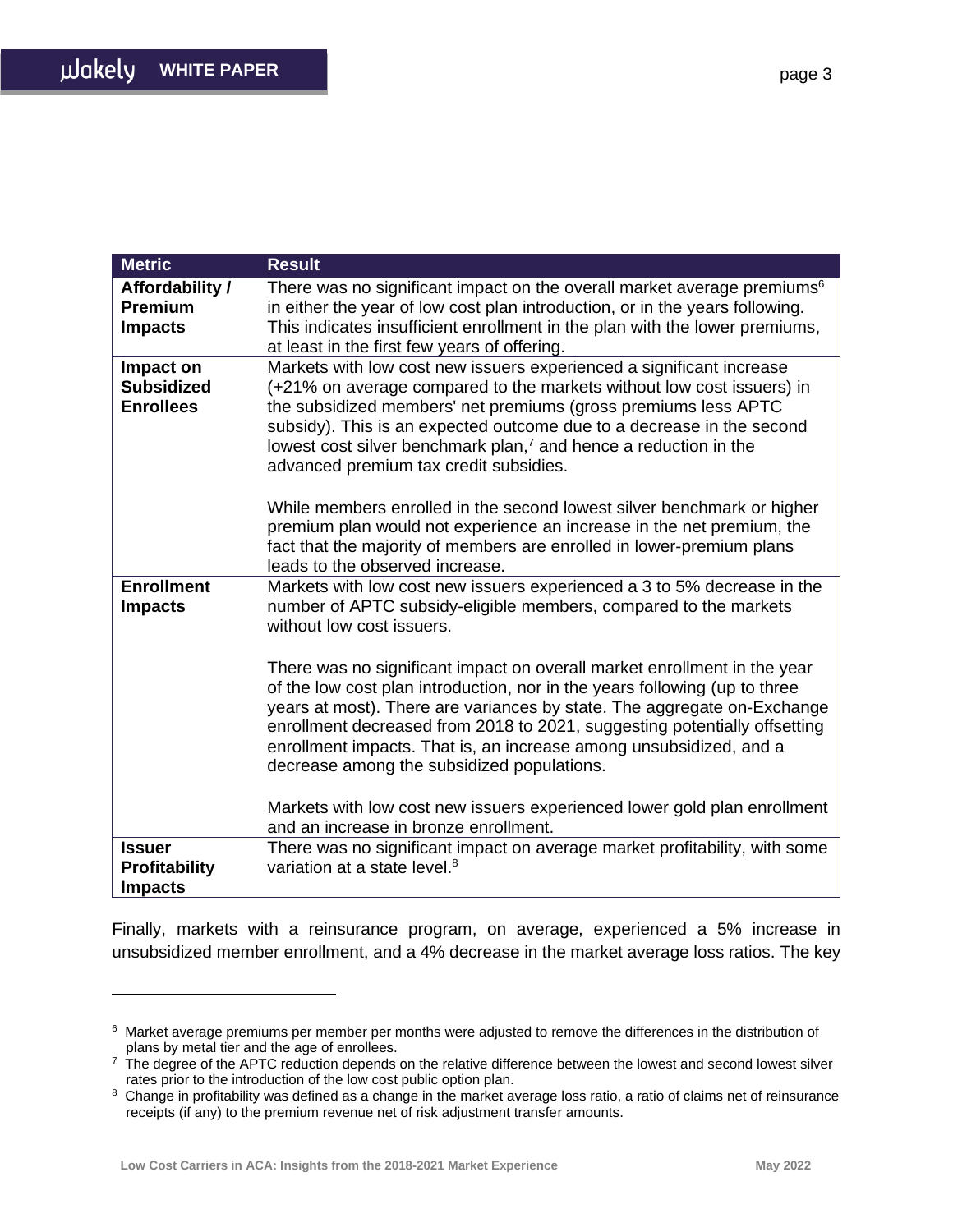| Metric | Result |
| --- | --- |
| **Affordability / Premium Impacts** | There was no significant impact on the overall market average premiums[6] in either the year of low cost plan introduction, or in the years following. This indicates insufficient enrollment in the plan with the lower premiums, at least in the first few years of offering. |
| **Impact on Subsidized Enrollees** | Markets with low cost new issuers experienced a significant increase (+21% on average compared to the markets without low cost issuers) in the subsidized members' net premiums (gross premiums less APTC subsidy). This is an expected outcome due to a decrease in the second lowest cost silver benchmark plan,[7] and hence a reduction in the advanced premium tax credit subsidies.<br><br>While members enrolled in the second lowest silver benchmark or higher premium plan would not experience an increase in the net premium, the fact that the majority of members are enrolled in lower-premium plans leads to the observed increase. |
| **Enrollment Impacts** | Markets with low cost new issuers experienced a 3 to 5% decrease in the number of APTC subsidy-eligible members, compared to the markets without low cost issuers.<br><br>There was no significant impact on overall market enrollment in the year of the low cost plan introduction, nor in the years following (up to three years at most). There are variances by state. The aggregate on-Exchange enrollment decreased from 2018 to 2021, suggesting potentially offsetting enrollment impacts. That is, an increase among unsubsidized, and a decrease among the subsidized populations.<br><br>Markets with low cost new issuers experienced lower gold plan enrollment and an increase in bronze enrollment. |
| **Issuer Profitability Impacts** | There was no significant impact on average market profitability, with some variation at a state level.[8] |

Finally, markets with a reinsurance program, on average, experienced a 5% increase in unsubsidized member enrollment, and a 4% decrease in the market average loss ratios. The key

[6] Market average premiums per member per months were adjusted to remove the differences in the distribution of plans by metal tier and the age of enrollees.

[7] The degree of the APTC reduction depends on the relative difference between the lowest and second lowest silver rates prior to the introduction of the low cost public option plan.

[8] Change in profitability was defined as a change in the market average loss ratio, a ratio of claims net of reinsurance receipts (if any) to the premium revenue net of risk adjustment transfer amounts.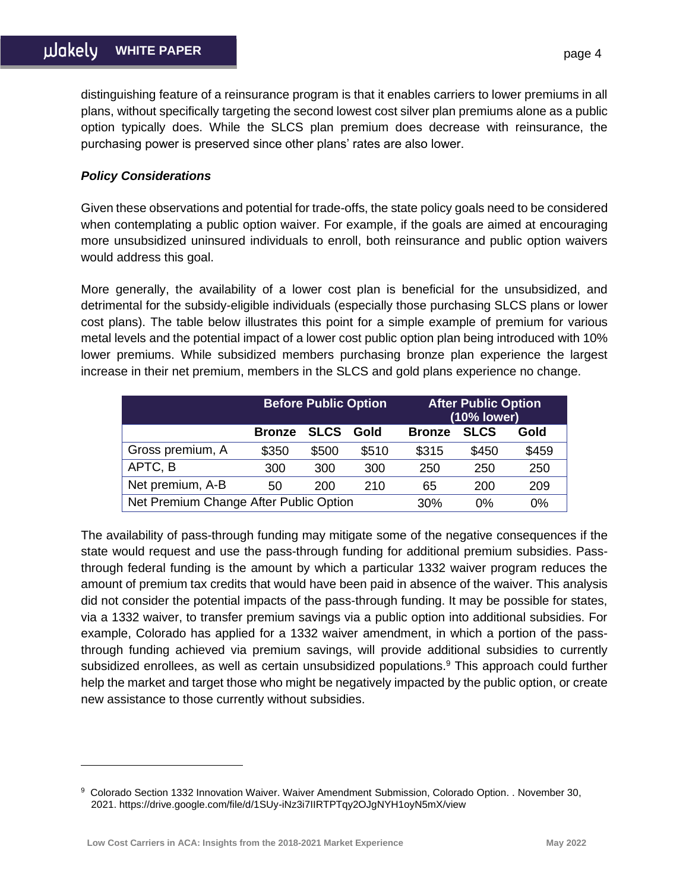distinguishing feature of a reinsurance program is that it enables carriers to lower premiums in all plans, without specifically targeting the second lowest cost silver plan premiums alone as a public option typically does. While the SLCS plan premium does decrease with reinsurance, the purchasing power is preserved since other plans' rates are also lower.

***Policy Considerations***

Given these observations and potential for trade-offs, the state policy goals need to be considered when contemplating a public option waiver. For example, if the goals are aimed at encouraging more unsubsidized uninsured individuals to enroll, both reinsurance and public option waivers would address this goal.

More generally, the availability of a lower cost plan is beneficial for the unsubsidized, and detrimental for the subsidy-eligible individuals (especially those purchasing SLCS plans or lower cost plans). The table below illustrates this point for a simple example of premium for various metal levels and the potential impact of a lower cost public option plan being introduced with 10% lower premiums. While subsidized members purchasing bronze plan experience the largest increase in their net premium, members in the SLCS and gold plans experience no change.

| | Before Public Option | | | After Public Option (10% lower) | | |
|---|---|---|---|---|---|---|
| | **Bronze** | **SLCS** | **Gold** | **Bronze** | **SLCS** | **Gold** |
| Gross premium, A | $350 | $500 | $510 | $315 | $450 | $459 |
| APTC, B | 300 | 300 | 300 | 250 | 250 | 250 |
| Net premium, A-B | 50 | 200 | 210 | 65 | 200 | 209 |
| Net Premium Change After Public Option | | | | 30% | 0% | 0% |

The availability of pass-through funding may mitigate some of the negative consequences if the state would request and use the pass-through funding for additional premium subsidies. Pass-through federal funding is the amount by which a particular 1332 waiver program reduces the amount of premium tax credits that would have been paid in absence of the waiver. This analysis did not consider the potential impacts of the pass-through funding. It may be possible for states, via a 1332 waiver, to transfer premium savings via a public option into additional subsidies. For example, Colorado has applied for a 1332 waiver amendment, in which a portion of the pass-through funding achieved via premium savings, will provide additional subsidies to currently subsidized enrollees, as well as certain unsubsidized populations.[9] This approach could further help the market and target those who might be negatively impacted by the public option, or create new assistance to those currently without subsidies.

---

[9] Colorado Section 1332 Innovation Waiver. Waiver Amendment Submission, Colorado Option. . November 30, 2021. https://drive.google.com/file/d/1SUy-iNz3i7IIRTPTqy2OJgNYH1oyN5mX/view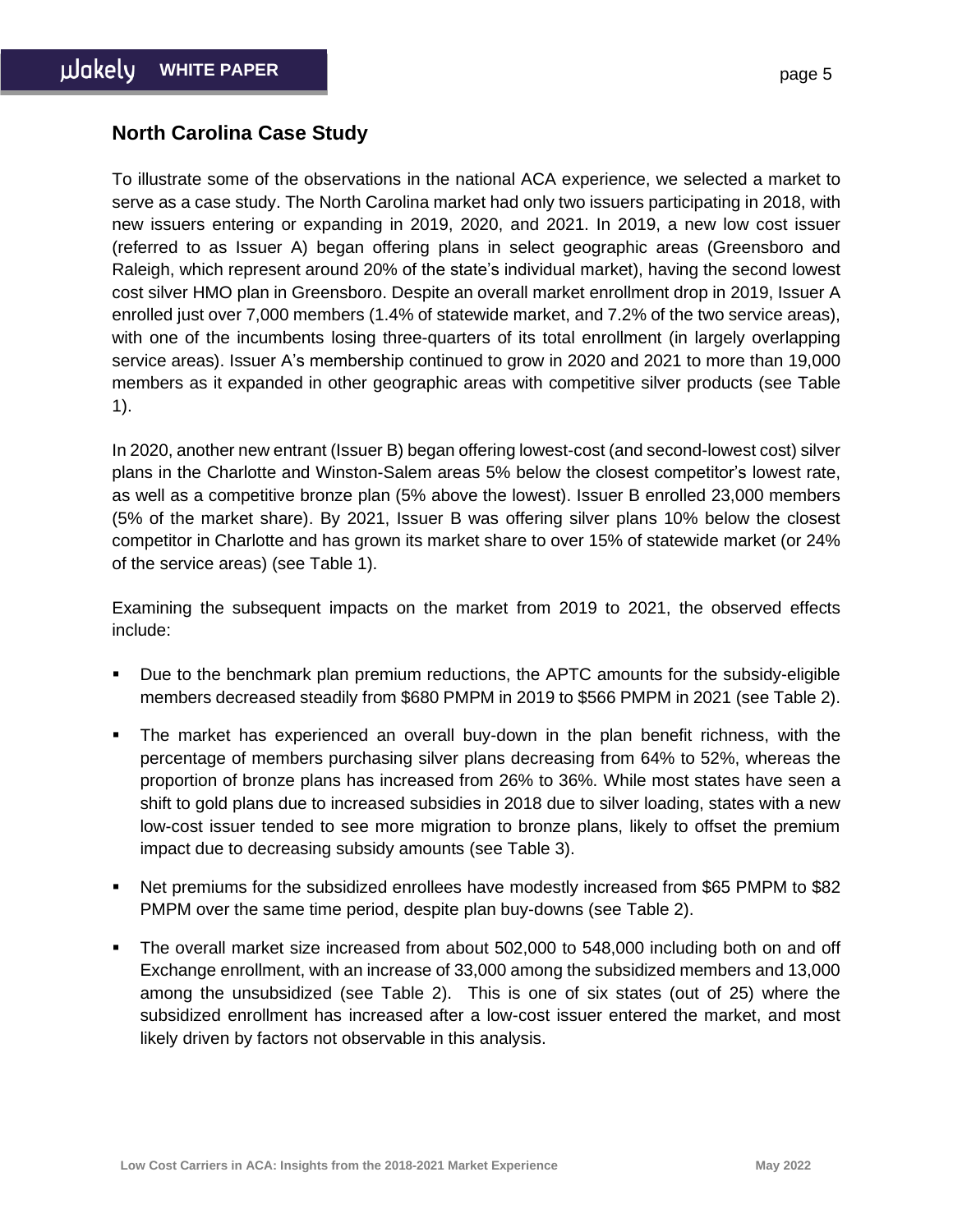## North Carolina Case Study

To illustrate some of the observations in the national ACA experience, we selected a market to serve as a case study. The North Carolina market had only two issuers participating in 2018, with new issuers entering or expanding in 2019, 2020, and 2021. In 2019, a new low cost issuer (referred to as Issuer A) began offering plans in select geographic areas (Greensboro and Raleigh, which represent around 20% of the state's individual market), having the second lowest cost silver HMO plan in Greensboro. Despite an overall market enrollment drop in 2019, Issuer A enrolled just over 7,000 members (1.4% of statewide market, and 7.2% of the two service areas), with one of the incumbents losing three-quarters of its total enrollment (in largely overlapping service areas). Issuer A's membership continued to grow in 2020 and 2021 to more than 19,000 members as it expanded in other geographic areas with competitive silver products (see Table 1).

In 2020, another new entrant (Issuer B) began offering lowest-cost (and second-lowest cost) silver plans in the Charlotte and Winston-Salem areas 5% below the closest competitor's lowest rate, as well as a competitive bronze plan (5% above the lowest). Issuer B enrolled 23,000 members (5% of the market share). By 2021, Issuer B was offering silver plans 10% below the closest competitor in Charlotte and has grown its market share to over 15% of statewide market (or 24% of the service areas) (see Table 1).

Examining the subsequent impacts on the market from 2019 to 2021, the observed effects include:

- Due to the benchmark plan premium reductions, the APTC amounts for the subsidy-eligible members decreased steadily from $680 PMPM in 2019 to $566 PMPM in 2021 (see Table 2).
- The market has experienced an overall buy-down in the plan benefit richness, with the percentage of members purchasing silver plans decreasing from 64% to 52%, whereas the proportion of bronze plans has increased from 26% to 36%. While most states have seen a shift to gold plans due to increased subsidies in 2018 due to silver loading, states with a new low-cost issuer tended to see more migration to bronze plans, likely to offset the premium impact due to decreasing subsidy amounts (see Table 3).
- Net premiums for the subsidized enrollees have modestly increased from $65 PMPM to $82 PMPM over the same time period, despite plan buy-downs (see Table 2).
- The overall market size increased from about 502,000 to 548,000 including both on and off Exchange enrollment, with an increase of 33,000 among the subsidized members and 13,000 among the unsubsidized (see Table 2). This is one of six states (out of 25) where the subsidized enrollment has increased after a low-cost issuer entered the market, and most likely driven by factors not observable in this analysis.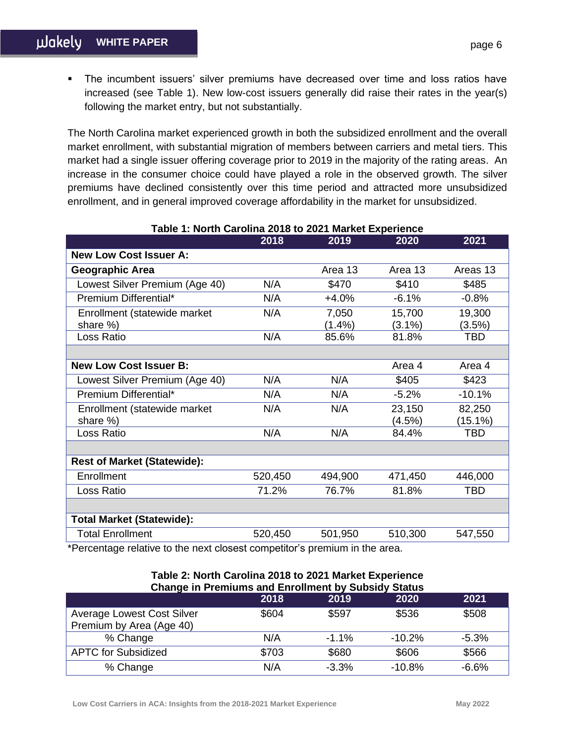- The incumbent issuers' silver premiums have decreased over time and loss ratios have increased (see Table 1). New low-cost issuers generally did raise their rates in the year(s) following the market entry, but not substantially.

The North Carolina market experienced growth in both the subsidized enrollment and the overall market enrollment, with substantial migration of members between carriers and metal tiers. This market had a single issuer offering coverage prior to 2019 in the majority of the rating areas. An increase in the consumer choice could have played a role in the observed growth. The silver premiums have declined consistently over this time period and attracted more unsubsidized enrollment, and in general improved coverage affordability in the market for unsubsidized.

**Table 1: North Carolina 2018 to 2021 Market Experience**

| | 2018 | 2019 | 2020 | 2021 |
|---|---|---|---|---|
| **New Low Cost Issuer A:** | | | | |
| **Geographic Area** | | Area 13 | Area 13 | Areas 13 |
| Lowest Silver Premium (Age 40) | N/A | $470 | $410 | $485 |
| Premium Differential* | N/A | +4.0% | -6.1% | -0.8% |
| Enrollment (statewide market share %) | N/A | 7,050 (1.4%) | 15,700 (3.1%) | 19,300 (3.5%) |
| Loss Ratio | N/A | 85.6% | 81.8% | TBD |
| | | | | |
| **New Low Cost Issuer B:** | | | Area 4 | Area 4 |
| Lowest Silver Premium (Age 40) | N/A | N/A | $405 | $423 |
| Premium Differential* | N/A | N/A | -5.2% | -10.1% |
| Enrollment (statewide market share %) | N/A | N/A | 23,150 (4.5%) | 82,250 (15.1%) |
| Loss Ratio | N/A | N/A | 84.4% | TBD |
| | | | | |
| **Rest of Market (Statewide):** | | | | |
| Enrollment | 520,450 | 494,900 | 471,450 | 446,000 |
| Loss Ratio | 71.2% | 76.7% | 81.8% | TBD |
| | | | | |
| **Total Market (Statewide):** | | | | |
| Total Enrollment | 520,450 | 501,950 | 510,300 | 547,550 |

*Percentage relative to the next closest competitor's premium in the area.

**Table 2: North Carolina 2018 to 2021 Market Experience**
**Change in Premiums and Enrollment by Subsidy Status**

| | 2018 | 2019 | 2020 | 2021 |
|---|---|---|---|---|
| Average Lowest Cost Silver Premium by Area (Age 40) | $604 | $597 | $536 | $508 |
| % Change | N/A | -1.1% | -10.2% | -5.3% |
| APTC for Subsidized | $703 | $680 | $606 | $566 |
| % Change | N/A | -3.3% | -10.8% | -6.6% |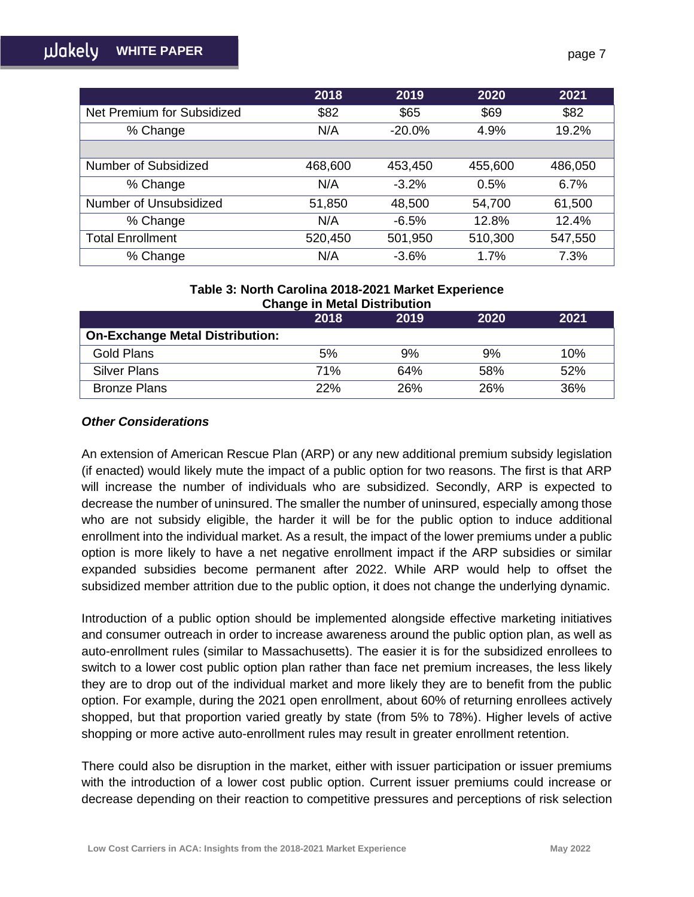| | 2018 | 2019 | 2020 | 2021 |
|---|---|---|---|---|
| Net Premium for Subsidized | $82 | $65 | $69 | $82 |
| % Change | N/A | -20.0% | 4.9% | 19.2% |
| | | | | |
| Number of Subsidized | 468,600 | 453,450 | 455,600 | 486,050 |
| % Change | N/A | -3.2% | 0.5% | 6.7% |
| Number of Unsubsidized | 51,850 | 48,500 | 54,700 | 61,500 |
| % Change | N/A | -6.5% | 12.8% | 12.4% |
| Total Enrollment | 520,450 | 501,950 | 510,300 | 547,550 |
| % Change | N/A | -3.6% | 1.7% | 7.3% |

**Table 3: North Carolina 2018-2021 Market Experience**
**Change in Metal Distribution**

| | 2018 | 2019 | 2020 | 2021 |
|---|---|---|---|---|
| **On-Exchange Metal Distribution:** | | | | |
| Gold Plans | 5% | 9% | 9% | 10% |
| Silver Plans | 71% | 64% | 58% | 52% |
| Bronze Plans | 22% | 26% | 26% | 36% |

***Other Considerations***

An extension of American Rescue Plan (ARP) or any new additional premium subsidy legislation (if enacted) would likely mute the impact of a public option for two reasons. The first is that ARP will increase the number of individuals who are subsidized. Secondly, ARP is expected to decrease the number of uninsured. The smaller the number of uninsured, especially among those who are not subsidy eligible, the harder it will be for the public option to induce additional enrollment into the individual market. As a result, the impact of the lower premiums under a public option is more likely to have a net negative enrollment impact if the ARP subsidies or similar expanded subsidies become permanent after 2022. While ARP would help to offset the subsidized member attrition due to the public option, it does not change the underlying dynamic.

Introduction of a public option should be implemented alongside effective marketing initiatives and consumer outreach in order to increase awareness around the public option plan, as well as auto-enrollment rules (similar to Massachusetts). The easier it is for the subsidized enrollees to switch to a lower cost public option plan rather than face net premium increases, the less likely they are to drop out of the individual market and more likely they are to benefit from the public option. For example, during the 2021 open enrollment, about 60% of returning enrollees actively shopped, but that proportion varied greatly by state (from 5% to 78%). Higher levels of active shopping or more active auto-enrollment rules may result in greater enrollment retention.

There could also be disruption in the market, either with issuer participation or issuer premiums with the introduction of a lower cost public option. Current issuer premiums could increase or decrease depending on their reaction to competitive pressures and perceptions of risk selection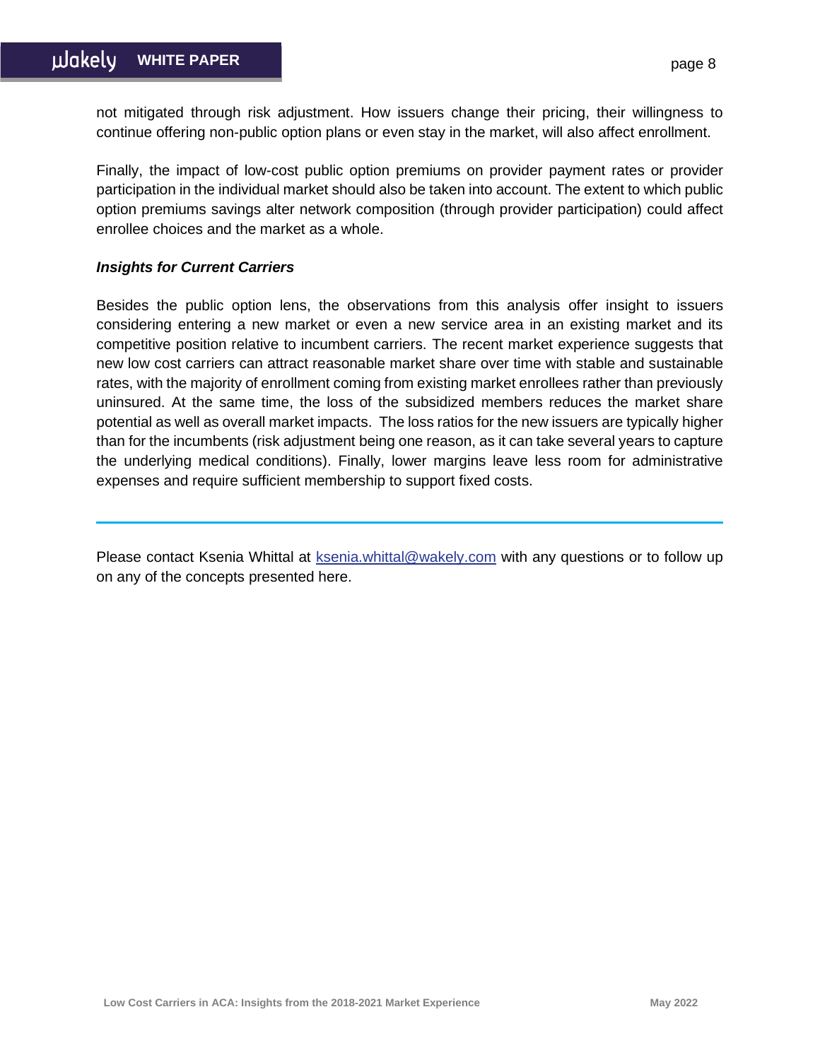not mitigated through risk adjustment. How issuers change their pricing, their willingness to continue offering non-public option plans or even stay in the market, will also affect enrollment.

Finally, the impact of low-cost public option premiums on provider payment rates or provider participation in the individual market should also be taken into account. The extent to which public option premiums savings alter network composition (through provider participation) could affect enrollee choices and the market as a whole.

### *Insights for Current Carriers*

Besides the public option lens, the observations from this analysis offer insight to issuers considering entering a new market or even a new service area in an existing market and its competitive position relative to incumbent carriers. The recent market experience suggests that new low cost carriers can attract reasonable market share over time with stable and sustainable rates, with the majority of enrollment coming from existing market enrollees rather than previously uninsured. At the same time, the loss of the subsidized members reduces the market share potential as well as overall market impacts. The loss ratios for the new issuers are typically higher than for the incumbents (risk adjustment being one reason, as it can take several years to capture the underlying medical conditions). Finally, lower margins leave less room for administrative expenses and require sufficient membership to support fixed costs.

---

Please contact Ksenia Whittal at [ksenia.whittal@wakely.com](mailto:ksenia.whittal@wakely.com) with any questions or to follow up on any of the concepts presented here.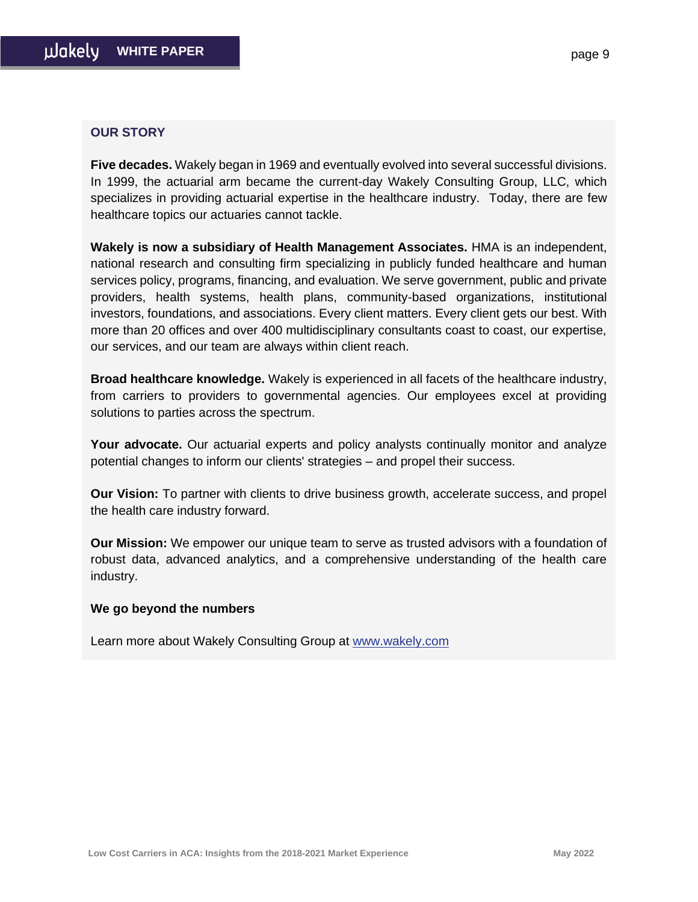## OUR STORY

**Five decades.** Wakely began in 1969 and eventually evolved into several successful divisions. In 1999, the actuarial arm became the current-day Wakely Consulting Group, LLC, which specializes in providing actuarial expertise in the healthcare industry. Today, there are few healthcare topics our actuaries cannot tackle.

**Wakely is now a subsidiary of Health Management Associates.** HMA is an independent, national research and consulting firm specializing in publicly funded healthcare and human services policy, programs, financing, and evaluation. We serve government, public and private providers, health systems, health plans, community-based organizations, institutional investors, foundations, and associations. Every client matters. Every client gets our best. With more than 20 offices and over 400 multidisciplinary consultants coast to coast, our expertise, our services, and our team are always within client reach.

**Broad healthcare knowledge.** Wakely is experienced in all facets of the healthcare industry, from carriers to providers to governmental agencies. Our employees excel at providing solutions to parties across the spectrum.

**Your advocate.** Our actuarial experts and policy analysts continually monitor and analyze potential changes to inform our clients' strategies – and propel their success.

**Our Vision:** To partner with clients to drive business growth, accelerate success, and propel the health care industry forward.

**Our Mission:** We empower our unique team to serve as trusted advisors with a foundation of robust data, advanced analytics, and a comprehensive understanding of the health care industry.

**We go beyond the numbers**

Learn more about Wakely Consulting Group at [www.wakely.com](http://www.wakely.com)